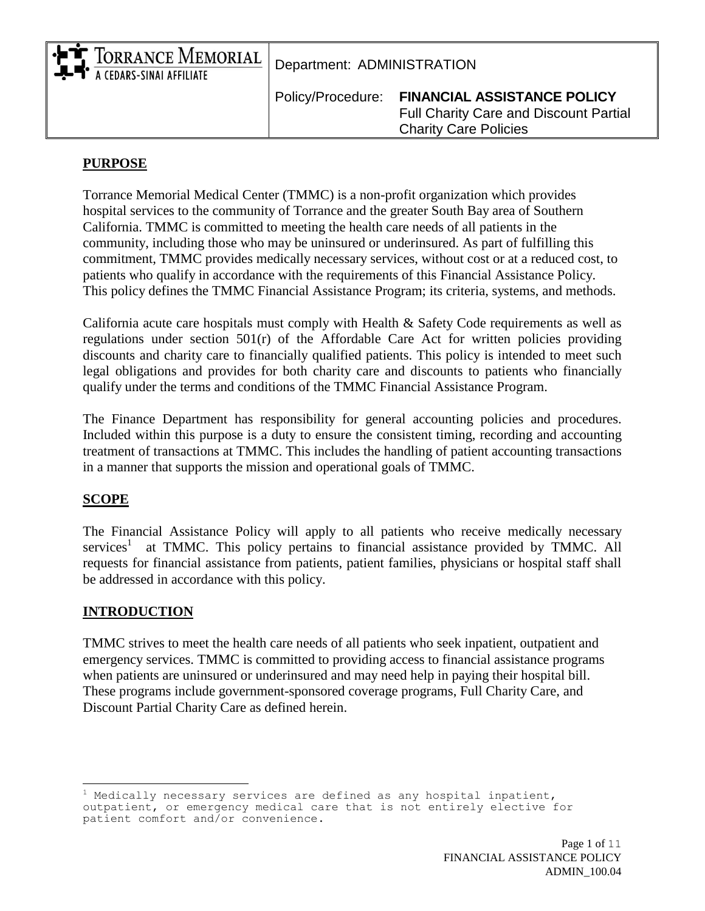| TORRANCE MEMORIAL A CEDARS-SINAI AFFILIATE | Department: ADMINISTRATION | |
|---|---|---|
| | Policy/Procedure: | **FINANCIAL ASSISTANCE POLICY** Full Charity Care and Discount Partial Charity Care Policies |

## PURPOSE

Torrance Memorial Medical Center (TMMC) is a non-profit organization which provides hospital services to the community of Torrance and the greater South Bay area of Southern California. TMMC is committed to meeting the health care needs of all patients in the community, including those who may be uninsured or underinsured. As part of fulfilling this commitment, TMMC provides medically necessary services, without cost or at a reduced cost, to patients who qualify in accordance with the requirements of this Financial Assistance Policy. This policy defines the TMMC Financial Assistance Program; its criteria, systems, and methods.

California acute care hospitals must comply with Health & Safety Code requirements as well as regulations under section 501(r) of the Affordable Care Act for written policies providing discounts and charity care to financially qualified patients. This policy is intended to meet such legal obligations and provides for both charity care and discounts to patients who financially qualify under the terms and conditions of the TMMC Financial Assistance Program.

The Finance Department has responsibility for general accounting policies and procedures. Included within this purpose is a duty to ensure the consistent timing, recording and accounting treatment of transactions at TMMC. This includes the handling of patient accounting transactions in a manner that supports the mission and operational goals of TMMC.

## SCOPE

The Financial Assistance Policy will apply to all patients who receive medically necessary services[1] at TMMC. This policy pertains to financial assistance provided by TMMC. All requests for financial assistance from patients, patient families, physicians or hospital staff shall be addressed in accordance with this policy.

## INTRODUCTION

TMMC strives to meet the health care needs of all patients who seek inpatient, outpatient and emergency services. TMMC is committed to providing access to financial assistance programs when patients are uninsured or underinsured and may need help in paying their hospital bill. These programs include government-sponsored coverage programs, Full Charity Care, and Discount Partial Charity Care as defined herein.

---

[1] Medically necessary services are defined as any hospital inpatient, outpatient, or emergency medical care that is not entirely elective for patient comfort and/or convenience.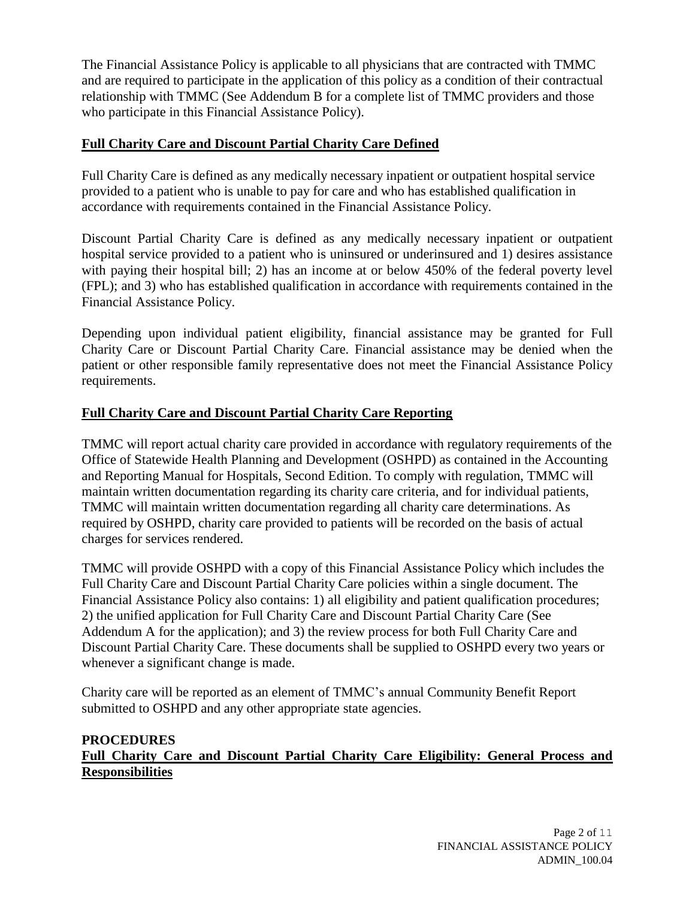The Financial Assistance Policy is applicable to all physicians that are contracted with TMMC and are required to participate in the application of this policy as a condition of their contractual relationship with TMMC (See Addendum B for a complete list of TMMC providers and those who participate in this Financial Assistance Policy).

**Full Charity Care and Discount Partial Charity Care Defined**

Full Charity Care is defined as any medically necessary inpatient or outpatient hospital service provided to a patient who is unable to pay for care and who has established qualification in accordance with requirements contained in the Financial Assistance Policy.

Discount Partial Charity Care is defined as any medically necessary inpatient or outpatient hospital service provided to a patient who is uninsured or underinsured and 1) desires assistance with paying their hospital bill; 2) has an income at or below 450% of the federal poverty level (FPL); and 3) who has established qualification in accordance with requirements contained in the Financial Assistance Policy.

Depending upon individual patient eligibility, financial assistance may be granted for Full Charity Care or Discount Partial Charity Care. Financial assistance may be denied when the patient or other responsible family representative does not meet the Financial Assistance Policy requirements.

**Full Charity Care and Discount Partial Charity Care Reporting**

TMMC will report actual charity care provided in accordance with regulatory requirements of the Office of Statewide Health Planning and Development (OSHPD) as contained in the Accounting and Reporting Manual for Hospitals, Second Edition. To comply with regulation, TMMC will maintain written documentation regarding its charity care criteria, and for individual patients, TMMC will maintain written documentation regarding all charity care determinations. As required by OSHPD, charity care provided to patients will be recorded on the basis of actual charges for services rendered.

TMMC will provide OSHPD with a copy of this Financial Assistance Policy which includes the Full Charity Care and Discount Partial Charity Care policies within a single document. The Financial Assistance Policy also contains: 1) all eligibility and patient qualification procedures; 2) the unified application for Full Charity Care and Discount Partial Charity Care (See Addendum A for the application); and 3) the review process for both Full Charity Care and Discount Partial Charity Care. These documents shall be supplied to OSHPD every two years or whenever a significant change is made.

Charity care will be reported as an element of TMMC's annual Community Benefit Report submitted to OSHPD and any other appropriate state agencies.

## PROCEDURES

**Full Charity Care and Discount Partial Charity Care Eligibility: General Process and Responsibilities**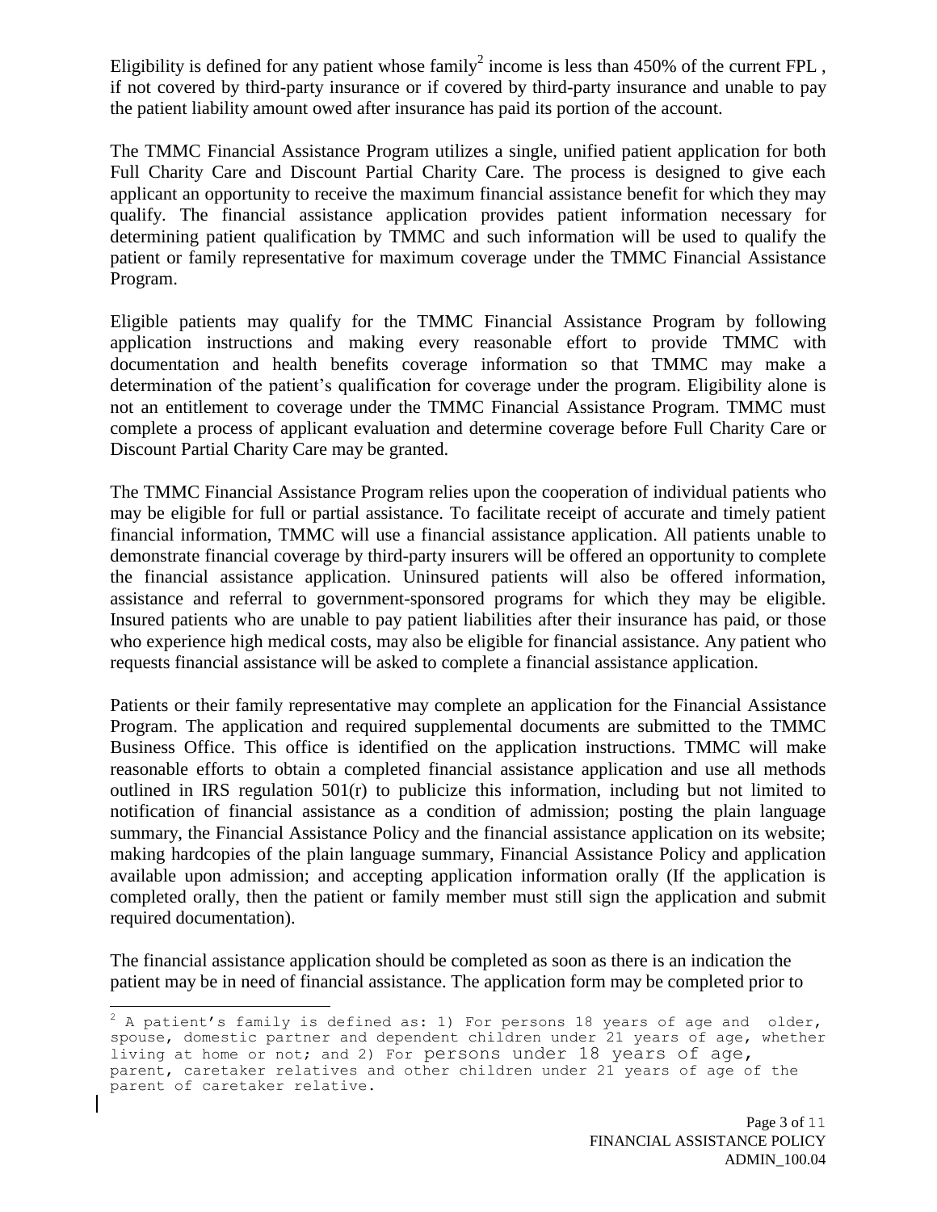Eligibility is defined for any patient whose family[2] income is less than 450% of the current FPL , if not covered by third-party insurance or if covered by third-party insurance and unable to pay the patient liability amount owed after insurance has paid its portion of the account.

The TMMC Financial Assistance Program utilizes a single, unified patient application for both Full Charity Care and Discount Partial Charity Care. The process is designed to give each applicant an opportunity to receive the maximum financial assistance benefit for which they may qualify. The financial assistance application provides patient information necessary for determining patient qualification by TMMC and such information will be used to qualify the patient or family representative for maximum coverage under the TMMC Financial Assistance Program.

Eligible patients may qualify for the TMMC Financial Assistance Program by following application instructions and making every reasonable effort to provide TMMC with documentation and health benefits coverage information so that TMMC may make a determination of the patient's qualification for coverage under the program. Eligibility alone is not an entitlement to coverage under the TMMC Financial Assistance Program. TMMC must complete a process of applicant evaluation and determine coverage before Full Charity Care or Discount Partial Charity Care may be granted.

The TMMC Financial Assistance Program relies upon the cooperation of individual patients who may be eligible for full or partial assistance. To facilitate receipt of accurate and timely patient financial information, TMMC will use a financial assistance application. All patients unable to demonstrate financial coverage by third-party insurers will be offered an opportunity to complete the financial assistance application. Uninsured patients will also be offered information, assistance and referral to government-sponsored programs for which they may be eligible. Insured patients who are unable to pay patient liabilities after their insurance has paid, or those who experience high medical costs, may also be eligible for financial assistance. Any patient who requests financial assistance will be asked to complete a financial assistance application.

Patients or their family representative may complete an application for the Financial Assistance Program. The application and required supplemental documents are submitted to the TMMC Business Office. This office is identified on the application instructions. TMMC will make reasonable efforts to obtain a completed financial assistance application and use all methods outlined in IRS regulation 501(r) to publicize this information, including but not limited to notification of financial assistance as a condition of admission; posting the plain language summary, the Financial Assistance Policy and the financial assistance application on its website; making hardcopies of the plain language summary, Financial Assistance Policy and application available upon admission; and accepting application information orally (If the application is completed orally, then the patient or family member must still sign the application and submit required documentation).

The financial assistance application should be completed as soon as there is an indication the patient may be in need of financial assistance. The application form may be completed prior to

[2] A patient's family is defined as: 1) For persons 18 years of age and older, spouse, domestic partner and dependent children under 21 years of age, whether living at home or not; and 2) For persons under 18 years of age, parent, caretaker relatives and other children under 21 years of age of the parent of caretaker relative.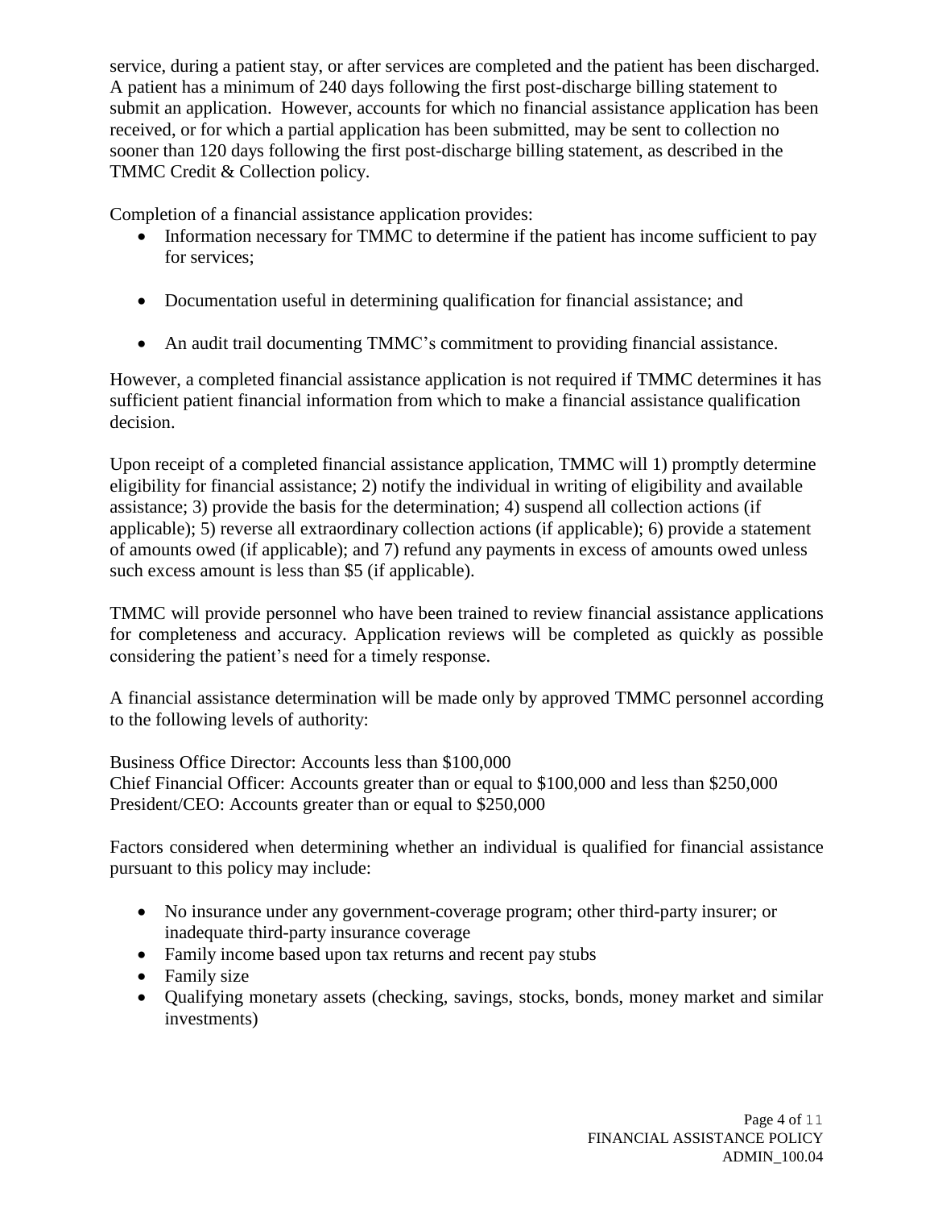service, during a patient stay, or after services are completed and the patient has been discharged. A patient has a minimum of 240 days following the first post-discharge billing statement to submit an application. However, accounts for which no financial assistance application has been received, or for which a partial application has been submitted, may be sent to collection no sooner than 120 days following the first post-discharge billing statement, as described in the TMMC Credit & Collection policy.

Completion of a financial assistance application provides:

- Information necessary for TMMC to determine if the patient has income sufficient to pay for services;
- Documentation useful in determining qualification for financial assistance; and
- An audit trail documenting TMMC's commitment to providing financial assistance.

However, a completed financial assistance application is not required if TMMC determines it has sufficient patient financial information from which to make a financial assistance qualification decision.

Upon receipt of a completed financial assistance application, TMMC will 1) promptly determine eligibility for financial assistance; 2) notify the individual in writing of eligibility and available assistance; 3) provide the basis for the determination; 4) suspend all collection actions (if applicable); 5) reverse all extraordinary collection actions (if applicable); 6) provide a statement of amounts owed (if applicable); and 7) refund any payments in excess of amounts owed unless such excess amount is less than $5 (if applicable).

TMMC will provide personnel who have been trained to review financial assistance applications for completeness and accuracy. Application reviews will be completed as quickly as possible considering the patient's need for a timely response.

A financial assistance determination will be made only by approved TMMC personnel according to the following levels of authority:

Business Office Director: Accounts less than $100,000
Chief Financial Officer: Accounts greater than or equal to $100,000 and less than $250,000
President/CEO: Accounts greater than or equal to $250,000

Factors considered when determining whether an individual is qualified for financial assistance pursuant to this policy may include:

- No insurance under any government-coverage program; other third-party insurer; or inadequate third-party insurance coverage
- Family income based upon tax returns and recent pay stubs
- Family size
- Qualifying monetary assets (checking, savings, stocks, bonds, money market and similar investments)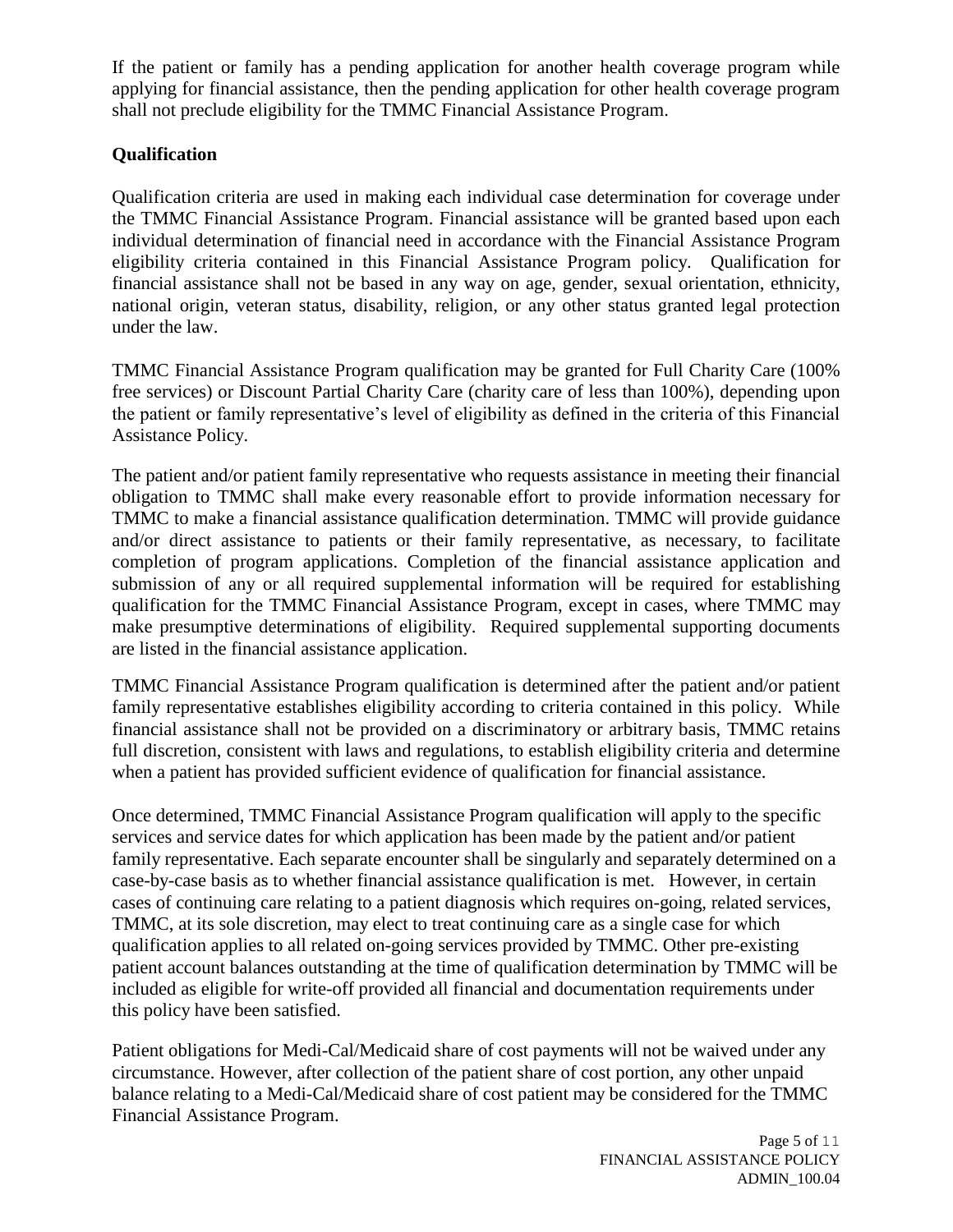If the patient or family has a pending application for another health coverage program while applying for financial assistance, then the pending application for other health coverage program shall not preclude eligibility for the TMMC Financial Assistance Program.

**Qualification**

Qualification criteria are used in making each individual case determination for coverage under the TMMC Financial Assistance Program. Financial assistance will be granted based upon each individual determination of financial need in accordance with the Financial Assistance Program eligibility criteria contained in this Financial Assistance Program policy. Qualification for financial assistance shall not be based in any way on age, gender, sexual orientation, ethnicity, national origin, veteran status, disability, religion, or any other status granted legal protection under the law.

TMMC Financial Assistance Program qualification may be granted for Full Charity Care (100% free services) or Discount Partial Charity Care (charity care of less than 100%), depending upon the patient or family representative's level of eligibility as defined in the criteria of this Financial Assistance Policy.

The patient and/or patient family representative who requests assistance in meeting their financial obligation to TMMC shall make every reasonable effort to provide information necessary for TMMC to make a financial assistance qualification determination. TMMC will provide guidance and/or direct assistance to patients or their family representative, as necessary, to facilitate completion of program applications. Completion of the financial assistance application and submission of any or all required supplemental information will be required for establishing qualification for the TMMC Financial Assistance Program, except in cases, where TMMC may make presumptive determinations of eligibility. Required supplemental supporting documents are listed in the financial assistance application.

TMMC Financial Assistance Program qualification is determined after the patient and/or patient family representative establishes eligibility according to criteria contained in this policy. While financial assistance shall not be provided on a discriminatory or arbitrary basis, TMMC retains full discretion, consistent with laws and regulations, to establish eligibility criteria and determine when a patient has provided sufficient evidence of qualification for financial assistance.

Once determined, TMMC Financial Assistance Program qualification will apply to the specific services and service dates for which application has been made by the patient and/or patient family representative. Each separate encounter shall be singularly and separately determined on a case-by-case basis as to whether financial assistance qualification is met. However, in certain cases of continuing care relating to a patient diagnosis which requires on-going, related services, TMMC, at its sole discretion, may elect to treat continuing care as a single case for which qualification applies to all related on-going services provided by TMMC. Other pre-existing patient account balances outstanding at the time of qualification determination by TMMC will be included as eligible for write-off provided all financial and documentation requirements under this policy have been satisfied.

Patient obligations for Medi-Cal/Medicaid share of cost payments will not be waived under any circumstance. However, after collection of the patient share of cost portion, any other unpaid balance relating to a Medi-Cal/Medicaid share of cost patient may be considered for the TMMC Financial Assistance Program.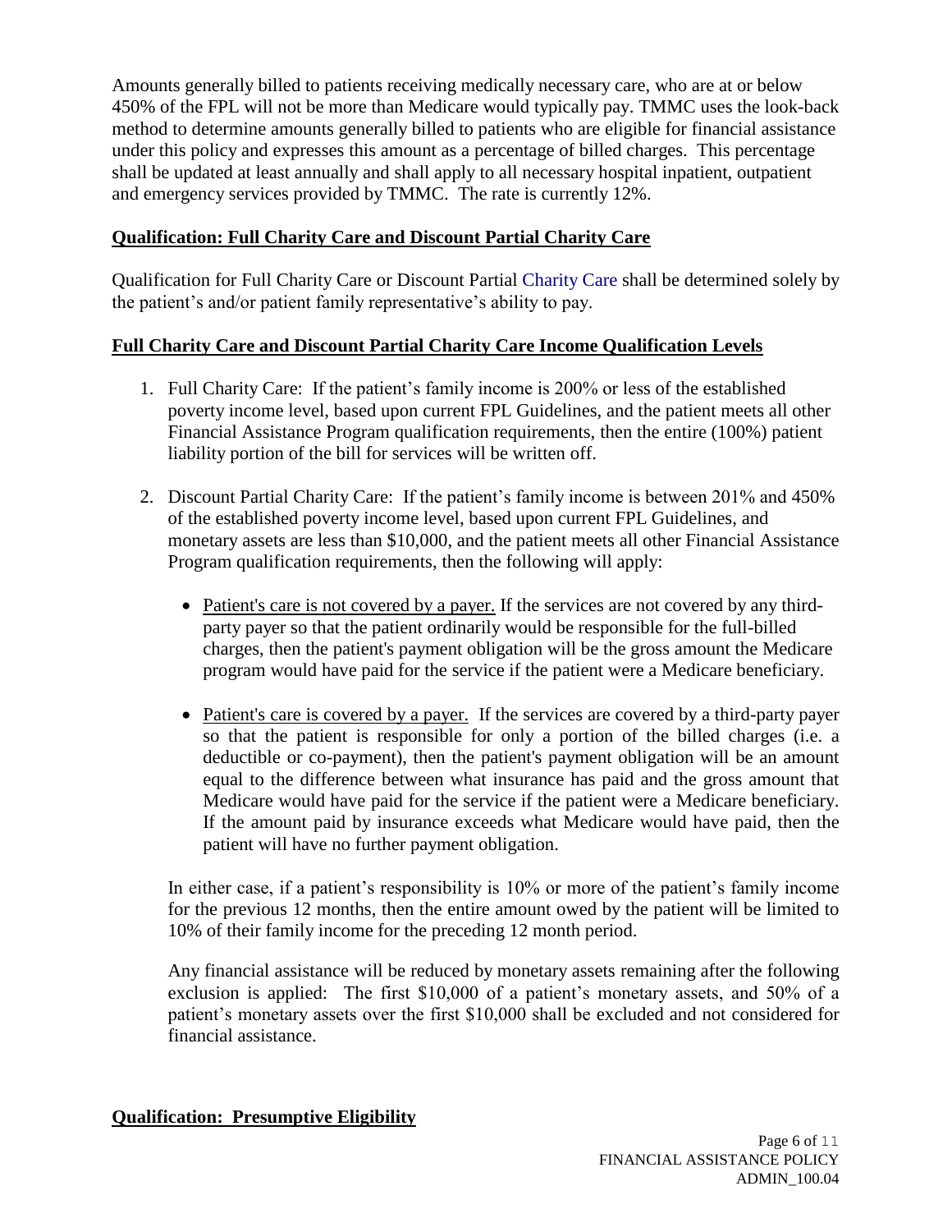Amounts generally billed to patients receiving medically necessary care, who are at or below 450% of the FPL will not be more than Medicare would typically pay. TMMC uses the look-back method to determine amounts generally billed to patients who are eligible for financial assistance under this policy and expresses this amount as a percentage of billed charges. This percentage shall be updated at least annually and shall apply to all necessary hospital inpatient, outpatient and emergency services provided by TMMC. The rate is currently 12%.

**Qualification: Full Charity Care and Discount Partial Charity Care**

Qualification for Full Charity Care or Discount Partial Charity Care shall be determined solely by the patient's and/or patient family representative's ability to pay.

**Full Charity Care and Discount Partial Charity Care Income Qualification Levels**

1. Full Charity Care: If the patient's family income is 200% or less of the established poverty income level, based upon current FPL Guidelines, and the patient meets all other Financial Assistance Program qualification requirements, then the entire (100%) patient liability portion of the bill for services will be written off.

2. Discount Partial Charity Care: If the patient's family income is between 201% and 450% of the established poverty income level, based upon current FPL Guidelines, and monetary assets are less than $10,000, and the patient meets all other Financial Assistance Program qualification requirements, then the following will apply:

   - Patient's care is not covered by a payer. If the services are not covered by any third-party payer so that the patient ordinarily would be responsible for the full-billed charges, then the patient's payment obligation will be the gross amount the Medicare program would have paid for the service if the patient were a Medicare beneficiary.

   - Patient's care is covered by a payer. If the services are covered by a third-party payer so that the patient is responsible for only a portion of the billed charges (i.e. a deductible or co-payment), then the patient's payment obligation will be an amount equal to the difference between what insurance has paid and the gross amount that Medicare would have paid for the service if the patient were a Medicare beneficiary. If the amount paid by insurance exceeds what Medicare would have paid, then the patient will have no further payment obligation.

   In either case, if a patient's responsibility is 10% or more of the patient's family income for the previous 12 months, then the entire amount owed by the patient will be limited to 10% of their family income for the preceding 12 month period.

   Any financial assistance will be reduced by monetary assets remaining after the following exclusion is applied: The first $10,000 of a patient's monetary assets, and 50% of a patient's monetary assets over the first $10,000 shall be excluded and not considered for financial assistance.

**Qualification: Presumptive Eligibility**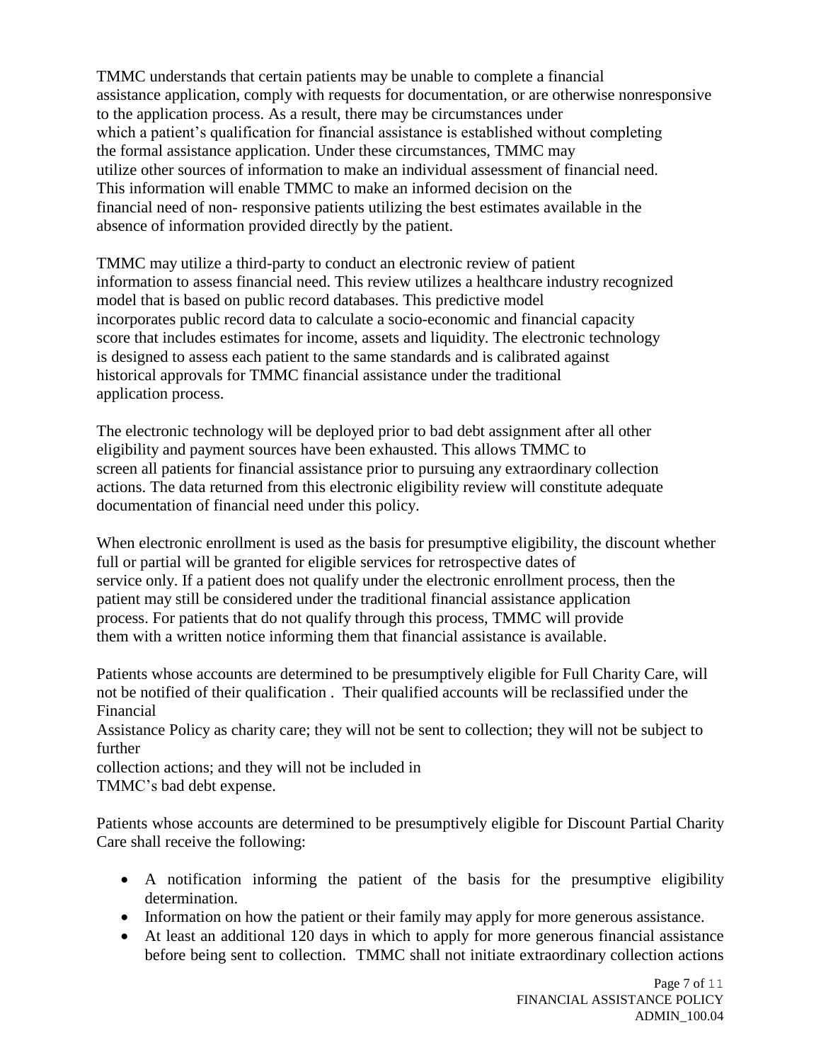TMMC understands that certain patients may be unable to complete a financial assistance application, comply with requests for documentation, or are otherwise nonresponsive to the application process. As a result, there may be circumstances under which a patient's qualification for financial assistance is established without completing the formal assistance application. Under these circumstances, TMMC may utilize other sources of information to make an individual assessment of financial need. This information will enable TMMC to make an informed decision on the financial need of non- responsive patients utilizing the best estimates available in the absence of information provided directly by the patient.

TMMC may utilize a third-party to conduct an electronic review of patient information to assess financial need. This review utilizes a healthcare industry recognized model that is based on public record databases. This predictive model incorporates public record data to calculate a socio-economic and financial capacity score that includes estimates for income, assets and liquidity. The electronic technology is designed to assess each patient to the same standards and is calibrated against historical approvals for TMMC financial assistance under the traditional application process.

The electronic technology will be deployed prior to bad debt assignment after all other eligibility and payment sources have been exhausted. This allows TMMC to screen all patients for financial assistance prior to pursuing any extraordinary collection actions. The data returned from this electronic eligibility review will constitute adequate documentation of financial need under this policy.

When electronic enrollment is used as the basis for presumptive eligibility, the discount whether full or partial will be granted for eligible services for retrospective dates of service only. If a patient does not qualify under the electronic enrollment process, then the patient may still be considered under the traditional financial assistance application process. For patients that do not qualify through this process, TMMC will provide them with a written notice informing them that financial assistance is available.

Patients whose accounts are determined to be presumptively eligible for Full Charity Care, will not be notified of their qualification . Their qualified accounts will be reclassified under the Financial Assistance Policy as charity care; they will not be sent to collection; they will not be subject to further collection actions; and they will not be included in TMMC's bad debt expense.

Patients whose accounts are determined to be presumptively eligible for Discount Partial Charity Care shall receive the following:

- A notification informing the patient of the basis for the presumptive eligibility determination.
- Information on how the patient or their family may apply for more generous assistance.
- At least an additional 120 days in which to apply for more generous financial assistance before being sent to collection. TMMC shall not initiate extraordinary collection actions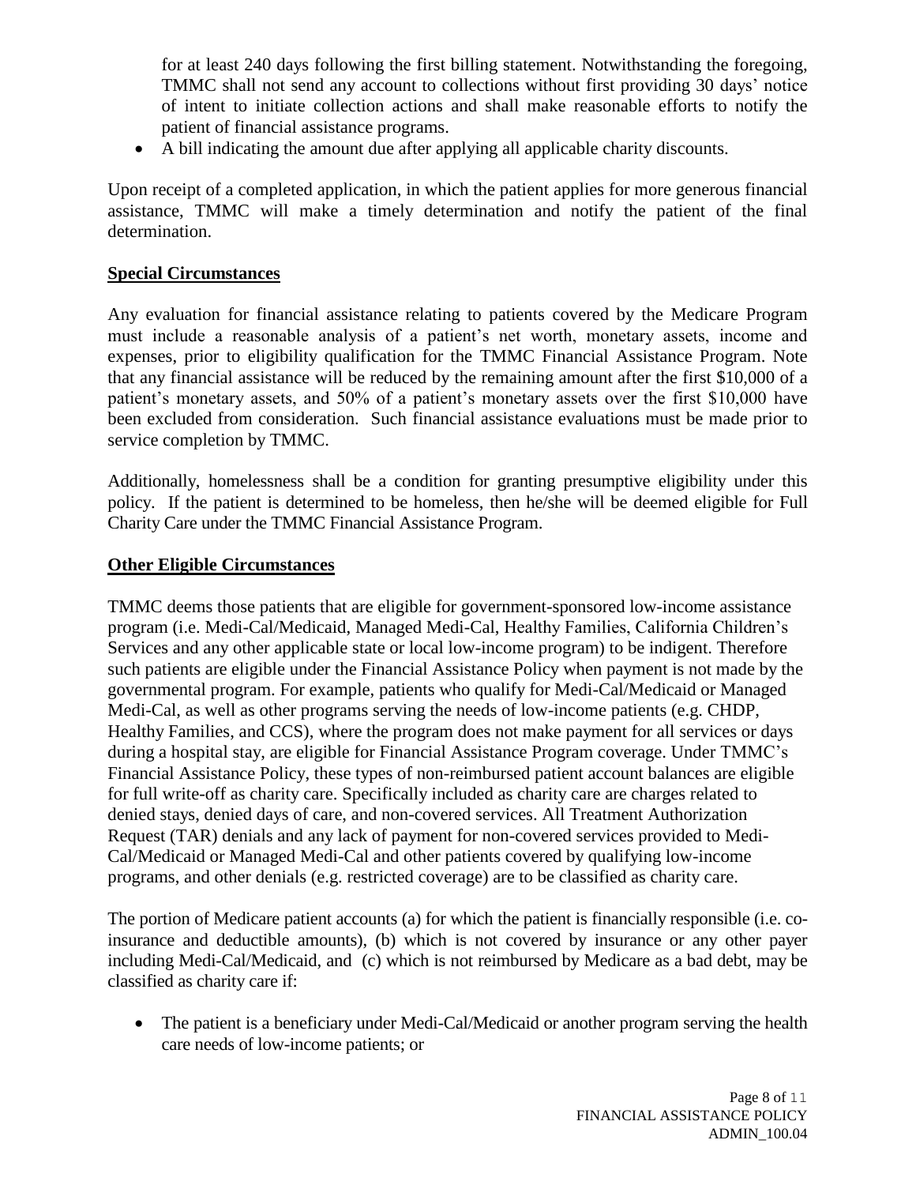for at least 240 days following the first billing statement. Notwithstanding the foregoing, TMMC shall not send any account to collections without first providing 30 days' notice of intent to initiate collection actions and shall make reasonable efforts to notify the patient of financial assistance programs.

- A bill indicating the amount due after applying all applicable charity discounts.

Upon receipt of a completed application, in which the patient applies for more generous financial assistance, TMMC will make a timely determination and notify the patient of the final determination.

**Special Circumstances**

Any evaluation for financial assistance relating to patients covered by the Medicare Program must include a reasonable analysis of a patient's net worth, monetary assets, income and expenses, prior to eligibility qualification for the TMMC Financial Assistance Program. Note that any financial assistance will be reduced by the remaining amount after the first $10,000 of a patient's monetary assets, and 50% of a patient's monetary assets over the first $10,000 have been excluded from consideration. Such financial assistance evaluations must be made prior to service completion by TMMC.

Additionally, homelessness shall be a condition for granting presumptive eligibility under this policy. If the patient is determined to be homeless, then he/she will be deemed eligible for Full Charity Care under the TMMC Financial Assistance Program.

**Other Eligible Circumstances**

TMMC deems those patients that are eligible for government-sponsored low-income assistance program (i.e. Medi-Cal/Medicaid, Managed Medi-Cal, Healthy Families, California Children's Services and any other applicable state or local low-income program) to be indigent. Therefore such patients are eligible under the Financial Assistance Policy when payment is not made by the governmental program. For example, patients who qualify for Medi-Cal/Medicaid or Managed Medi-Cal, as well as other programs serving the needs of low-income patients (e.g. CHDP, Healthy Families, and CCS), where the program does not make payment for all services or days during a hospital stay, are eligible for Financial Assistance Program coverage. Under TMMC's Financial Assistance Policy, these types of non-reimbursed patient account balances are eligible for full write-off as charity care. Specifically included as charity care are charges related to denied stays, denied days of care, and non-covered services. All Treatment Authorization Request (TAR) denials and any lack of payment for non-covered services provided to Medi-Cal/Medicaid or Managed Medi-Cal and other patients covered by qualifying low-income programs, and other denials (e.g. restricted coverage) are to be classified as charity care.

The portion of Medicare patient accounts (a) for which the patient is financially responsible (i.e. co-insurance and deductible amounts), (b) which is not covered by insurance or any other payer including Medi-Cal/Medicaid, and (c) which is not reimbursed by Medicare as a bad debt, may be classified as charity care if:

- The patient is a beneficiary under Medi-Cal/Medicaid or another program serving the health care needs of low-income patients; or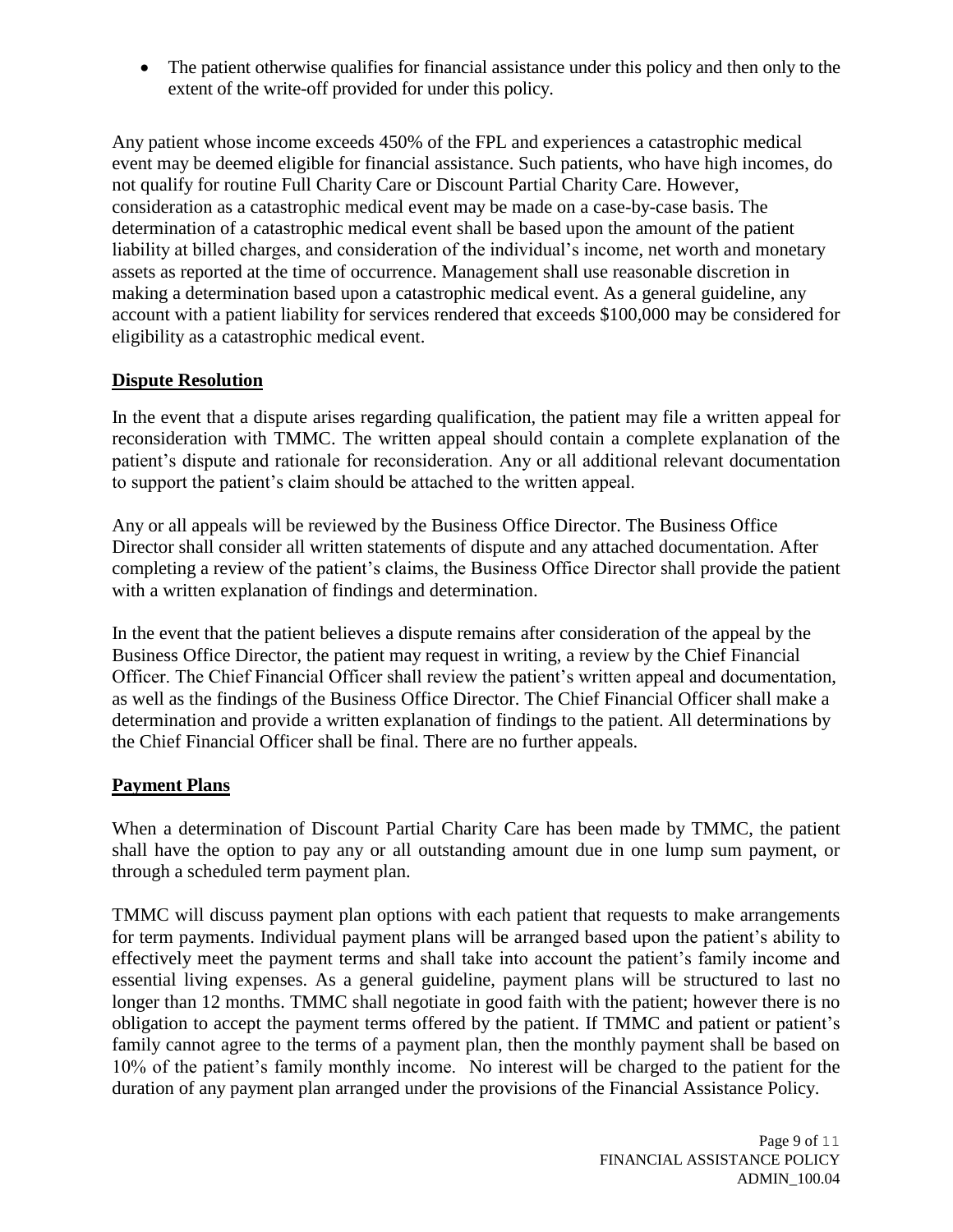- The patient otherwise qualifies for financial assistance under this policy and then only to the extent of the write-off provided for under this policy.

Any patient whose income exceeds 450% of the FPL and experiences a catastrophic medical event may be deemed eligible for financial assistance. Such patients, who have high incomes, do not qualify for routine Full Charity Care or Discount Partial Charity Care. However, consideration as a catastrophic medical event may be made on a case-by-case basis. The determination of a catastrophic medical event shall be based upon the amount of the patient liability at billed charges, and consideration of the individual's income, net worth and monetary assets as reported at the time of occurrence. Management shall use reasonable discretion in making a determination based upon a catastrophic medical event. As a general guideline, any account with a patient liability for services rendered that exceeds $100,000 may be considered for eligibility as a catastrophic medical event.

**Dispute Resolution**

In the event that a dispute arises regarding qualification, the patient may file a written appeal for reconsideration with TMMC. The written appeal should contain a complete explanation of the patient's dispute and rationale for reconsideration. Any or all additional relevant documentation to support the patient's claim should be attached to the written appeal.

Any or all appeals will be reviewed by the Business Office Director. The Business Office Director shall consider all written statements of dispute and any attached documentation. After completing a review of the patient's claims, the Business Office Director shall provide the patient with a written explanation of findings and determination.

In the event that the patient believes a dispute remains after consideration of the appeal by the Business Office Director, the patient may request in writing, a review by the Chief Financial Officer. The Chief Financial Officer shall review the patient's written appeal and documentation, as well as the findings of the Business Office Director. The Chief Financial Officer shall make a determination and provide a written explanation of findings to the patient. All determinations by the Chief Financial Officer shall be final. There are no further appeals.

**Payment Plans**

When a determination of Discount Partial Charity Care has been made by TMMC, the patient shall have the option to pay any or all outstanding amount due in one lump sum payment, or through a scheduled term payment plan.

TMMC will discuss payment plan options with each patient that requests to make arrangements for term payments. Individual payment plans will be arranged based upon the patient's ability to effectively meet the payment terms and shall take into account the patient's family income and essential living expenses. As a general guideline, payment plans will be structured to last no longer than 12 months. TMMC shall negotiate in good faith with the patient; however there is no obligation to accept the payment terms offered by the patient. If TMMC and patient or patient's family cannot agree to the terms of a payment plan, then the monthly payment shall be based on 10% of the patient's family monthly income. No interest will be charged to the patient for the duration of any payment plan arranged under the provisions of the Financial Assistance Policy.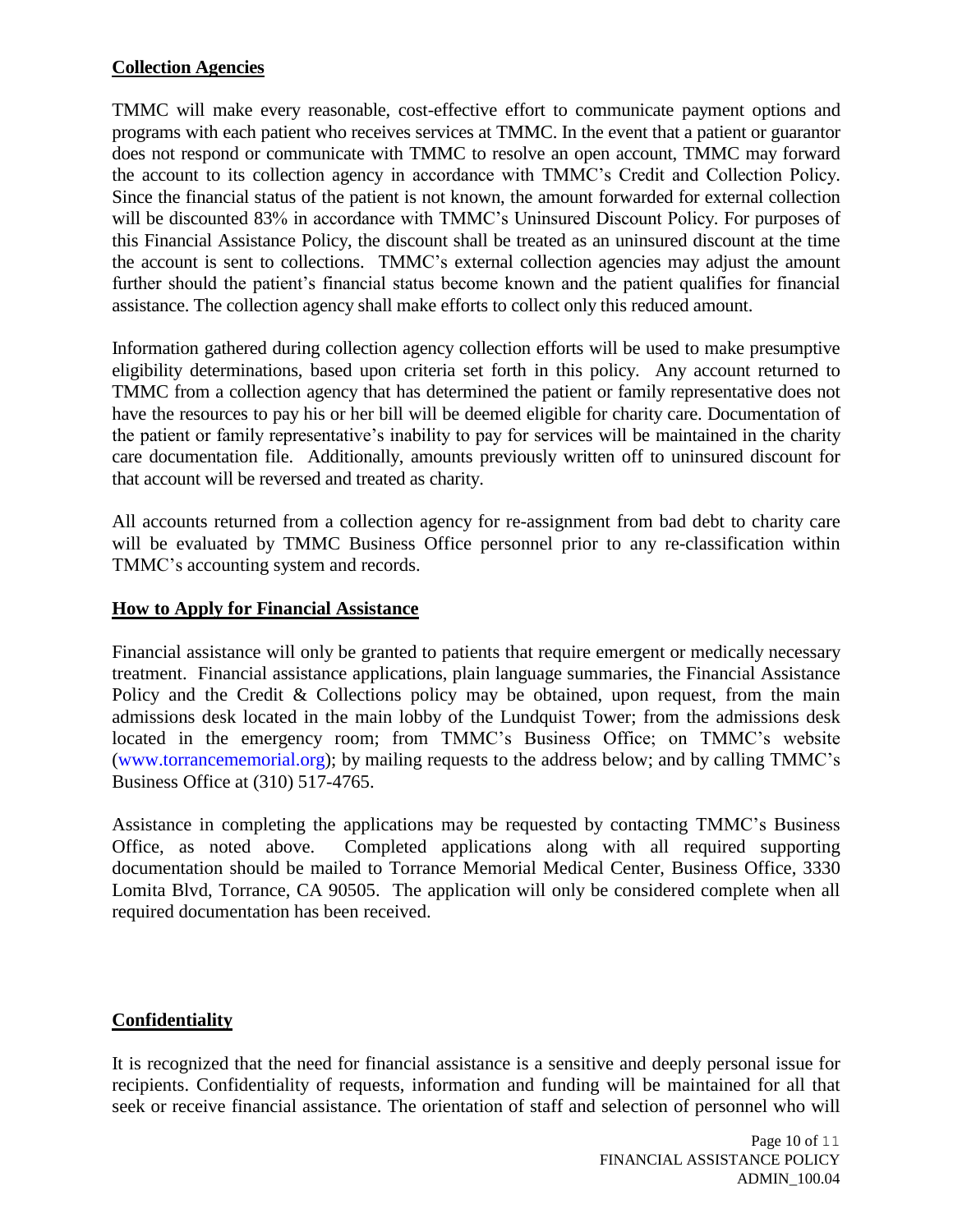## Collection Agencies

TMMC will make every reasonable, cost-effective effort to communicate payment options and programs with each patient who receives services at TMMC. In the event that a patient or guarantor does not respond or communicate with TMMC to resolve an open account, TMMC may forward the account to its collection agency in accordance with TMMC's Credit and Collection Policy. Since the financial status of the patient is not known, the amount forwarded for external collection will be discounted 83% in accordance with TMMC's Uninsured Discount Policy. For purposes of this Financial Assistance Policy, the discount shall be treated as an uninsured discount at the time the account is sent to collections. TMMC's external collection agencies may adjust the amount further should the patient's financial status become known and the patient qualifies for financial assistance. The collection agency shall make efforts to collect only this reduced amount.

Information gathered during collection agency collection efforts will be used to make presumptive eligibility determinations, based upon criteria set forth in this policy. Any account returned to TMMC from a collection agency that has determined the patient or family representative does not have the resources to pay his or her bill will be deemed eligible for charity care. Documentation of the patient or family representative's inability to pay for services will be maintained in the charity care documentation file. Additionally, amounts previously written off to uninsured discount for that account will be reversed and treated as charity.

All accounts returned from a collection agency for re-assignment from bad debt to charity care will be evaluated by TMMC Business Office personnel prior to any re-classification within TMMC's accounting system and records.

## How to Apply for Financial Assistance

Financial assistance will only be granted to patients that require emergent or medically necessary treatment. Financial assistance applications, plain language summaries, the Financial Assistance Policy and the Credit & Collections policy may be obtained, upon request, from the main admissions desk located in the main lobby of the Lundquist Tower; from the admissions desk located in the emergency room; from TMMC's Business Office; on TMMC's website (www.torrancememorial.org); by mailing requests to the address below; and by calling TMMC's Business Office at (310) 517-4765.

Assistance in completing the applications may be requested by contacting TMMC's Business Office, as noted above. Completed applications along with all required supporting documentation should be mailed to Torrance Memorial Medical Center, Business Office, 3330 Lomita Blvd, Torrance, CA 90505. The application will only be considered complete when all required documentation has been received.

## Confidentiality

It is recognized that the need for financial assistance is a sensitive and deeply personal issue for recipients. Confidentiality of requests, information and funding will be maintained for all that seek or receive financial assistance. The orientation of staff and selection of personnel who will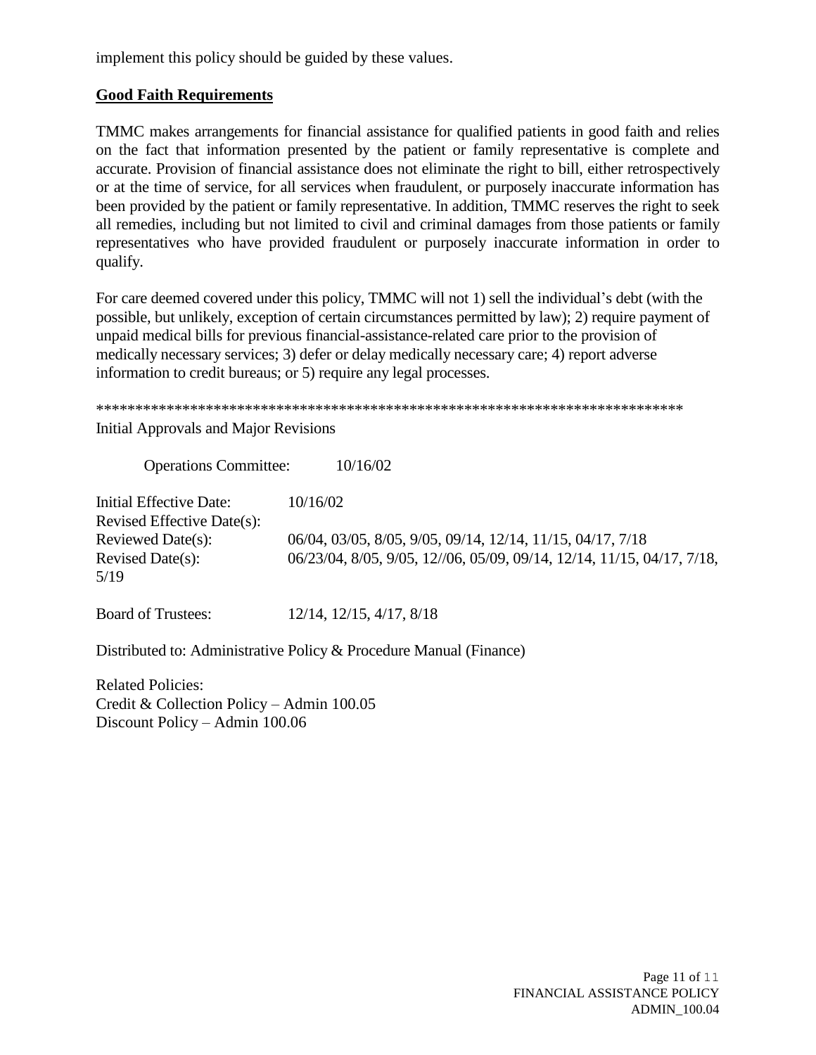implement this policy should be guided by these values.

## Good Faith Requirements

TMMC makes arrangements for financial assistance for qualified patients in good faith and relies on the fact that information presented by the patient or family representative is complete and accurate. Provision of financial assistance does not eliminate the right to bill, either retrospectively or at the time of service, for all services when fraudulent, or purposely inaccurate information has been provided by the patient or family representative. In addition, TMMC reserves the right to seek all remedies, including but not limited to civil and criminal damages from those patients or family representatives who have provided fraudulent or purposely inaccurate information in order to qualify.

For care deemed covered under this policy, TMMC will not 1) sell the individual's debt (with the possible, but unlikely, exception of certain circumstances permitted by law); 2) require payment of unpaid medical bills for previous financial-assistance-related care prior to the provision of medically necessary services; 3) defer or delay medically necessary care; 4) report adverse information to credit bureaus; or 5) require any legal processes.

***************************************************************************

Initial Approvals and Major Revisions

Operations Committee: 10/16/02

Initial Effective Date: 10/16/02
Revised Effective Date(s):
Reviewed Date(s): 06/04, 03/05, 8/05, 9/05, 09/14, 12/14, 11/15, 04/17, 7/18
Revised Date(s): 06/23/04, 8/05, 9/05, 12//06, 05/09, 09/14, 12/14, 11/15, 04/17, 7/18, 5/19

Board of Trustees: 12/14, 12/15, 4/17, 8/18

Distributed to: Administrative Policy & Procedure Manual (Finance)

Related Policies:
Credit & Collection Policy – Admin 100.05
Discount Policy – Admin 100.06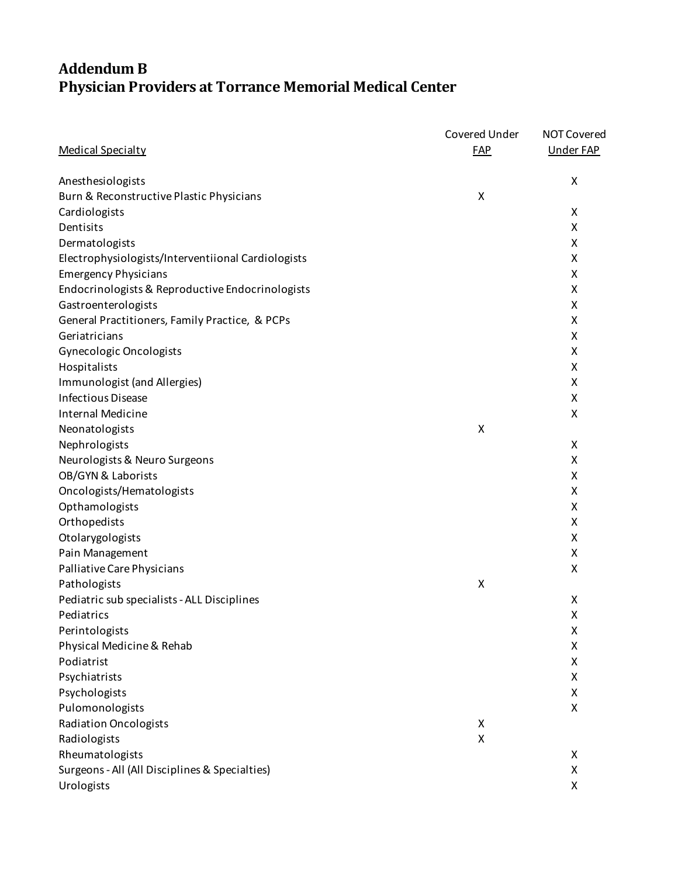# Addendum B
# Physician Providers at Torrance Memorial Medical Center

| Medical Specialty | Covered Under FAP | NOT Covered Under FAP |
|---|---|---|
| Anesthesiologists | | X |
| Burn & Reconstructive Plastic Physicians | X | |
| Cardiologists | | X |
| Dentisits | | X |
| Dermatologists | | X |
| Electrophysiologists/Interventiional Cardiologists | | X |
| Emergency Physicians | | X |
| Endocrinologists & Reproductive Endocrinologists | | X |
| Gastroenterologists | | X |
| General Practitioners, Family Practice, & PCPs | | X |
| Geriatricians | | X |
| Gynecologic Oncologists | | X |
| Hospitalists | | X |
| Immunologist (and Allergies) | | X |
| Infectious Disease | | X |
| Internal Medicine | | X |
| Neonatologists | X | |
| Nephrologists | | X |
| Neurologists & Neuro Surgeons | | X |
| OB/GYN & Laborists | | X |
| Oncologists/Hematologists | | X |
| Opthamologists | | X |
| Orthopedists | | X |
| Otolarygologists | | X |
| Pain Management | | X |
| Palliative Care Physicians | | X |
| Pathologists | X | |
| Pediatric sub specialists - ALL Disciplines | | X |
| Pediatrics | | X |
| Perintologists | | X |
| Physical Medicine & Rehab | | X |
| Podiatrist | | X |
| Psychiatrists | | X |
| Psychologists | | X |
| Pulomonologists | | X |
| Radiation Oncologists | X | |
| Radiologists | X | |
| Rheumatologists | | X |
| Surgeons - All (All Disciplines & Specialties) | | X |
| Urologists | | X |